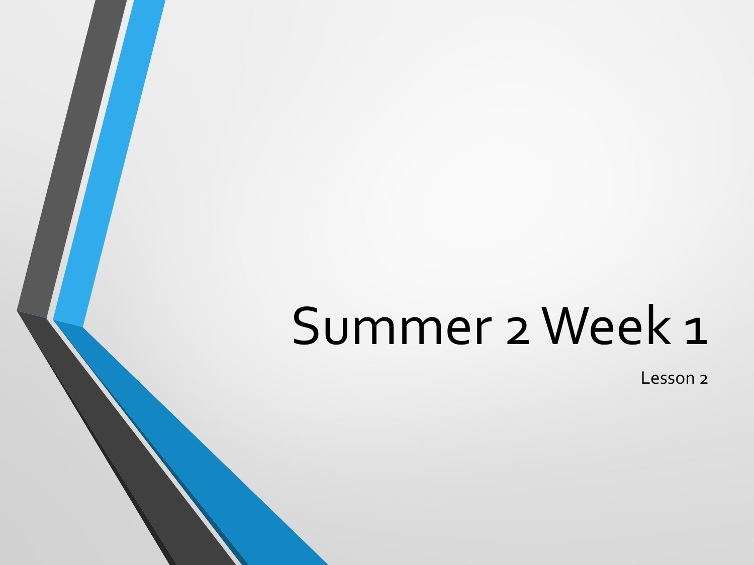# Summer 2 Week 1

Lesson 2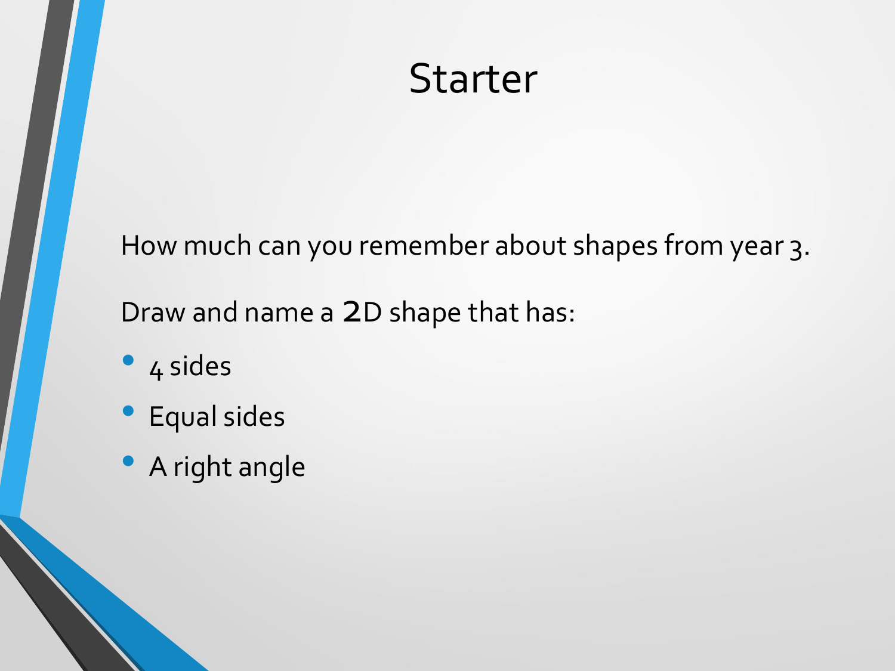# Starter

How much can you remember about shapes from year 3.

Draw and name a 2D shape that has:

- 4 sides
- Equal sides
- A right angle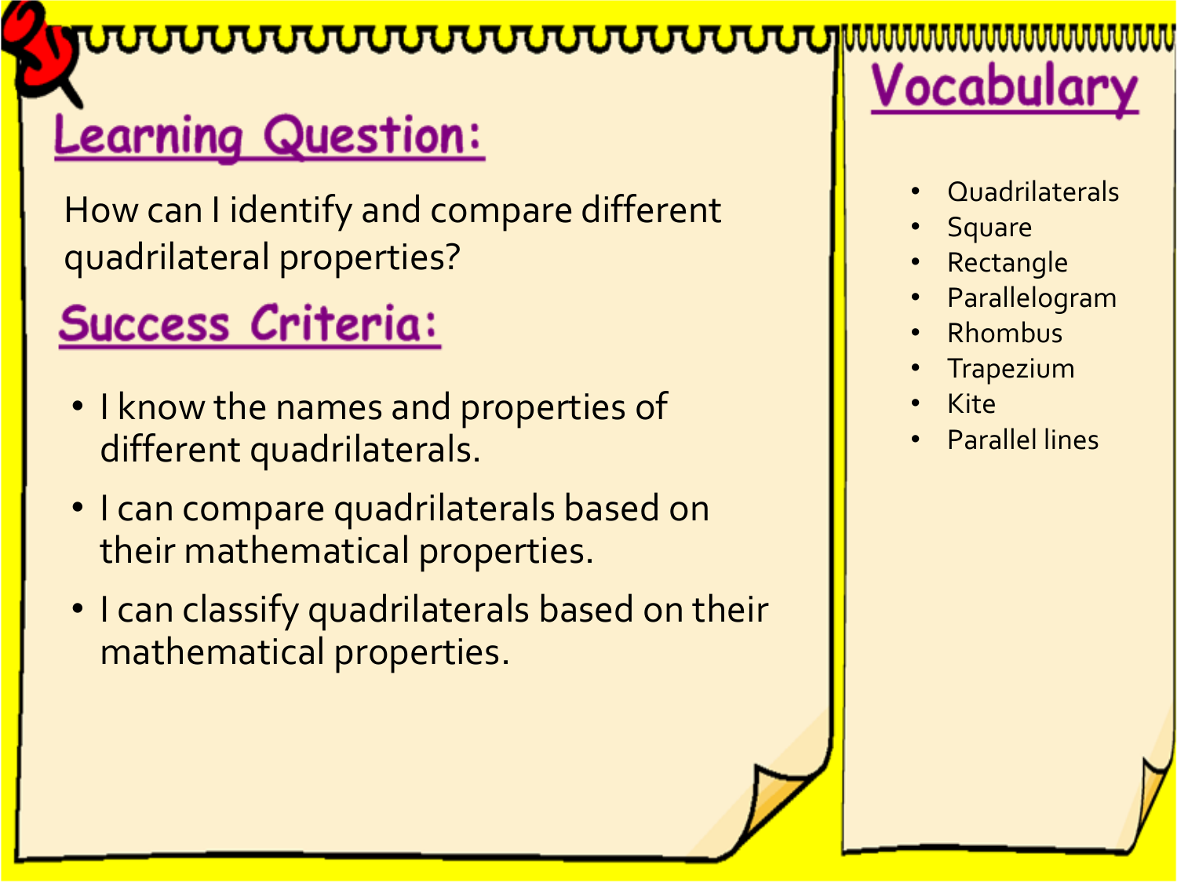## Learning Question:

How can I identify and compare different quadrilateral properties?

## Success Criteria:

- I know the names and properties of different quadrilaterals.
- I can compare quadrilaterals based on their mathematical properties.
- I can classify quadrilaterals based on their mathematical properties.

## Vocabulary

- Quadrilaterals
- Square
- Rectangle
- Parallelogram
- Rhombus
- Trapezium
- Kite
- Parallel lines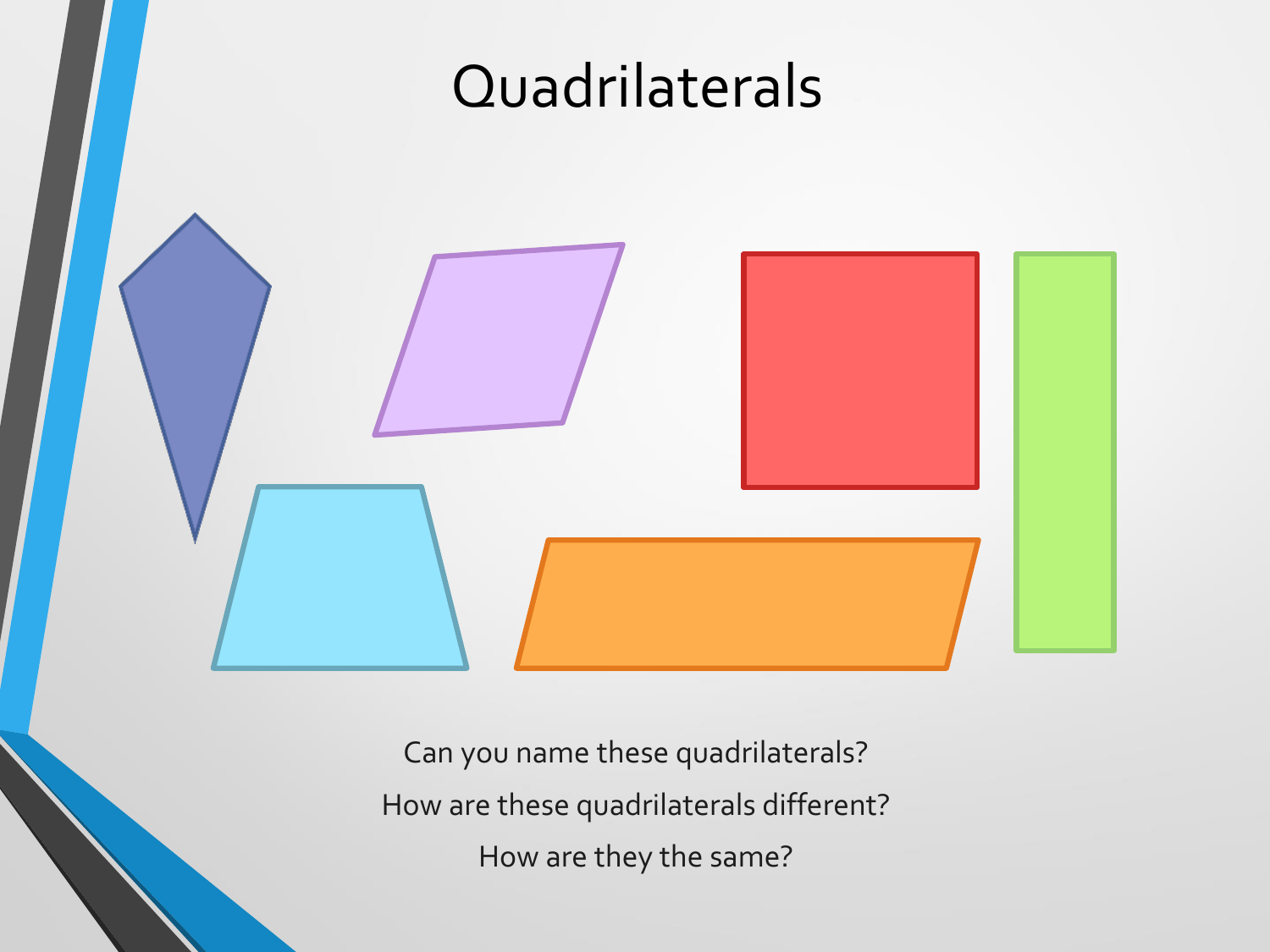# Quadrilaterals

Can you name these quadrilaterals?

How are these quadrilaterals different?

How are they the same?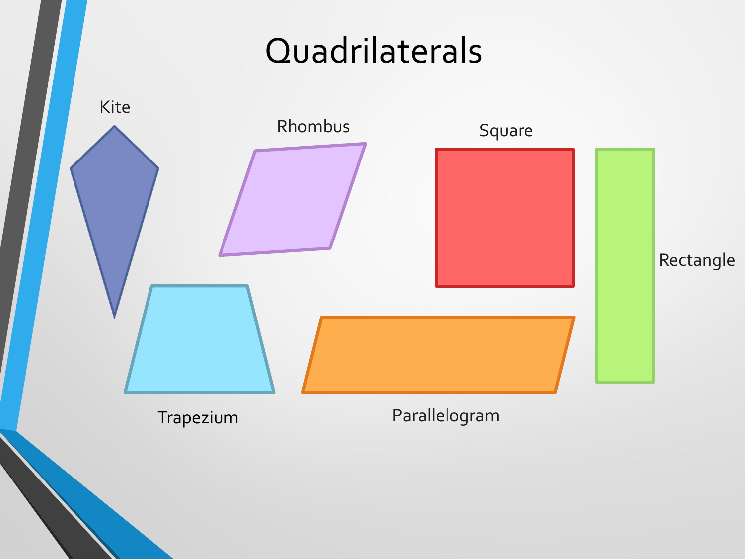# Quadrilaterals

Kite

Rhombus

Square

Rectangle

Trapezium

Parallelogram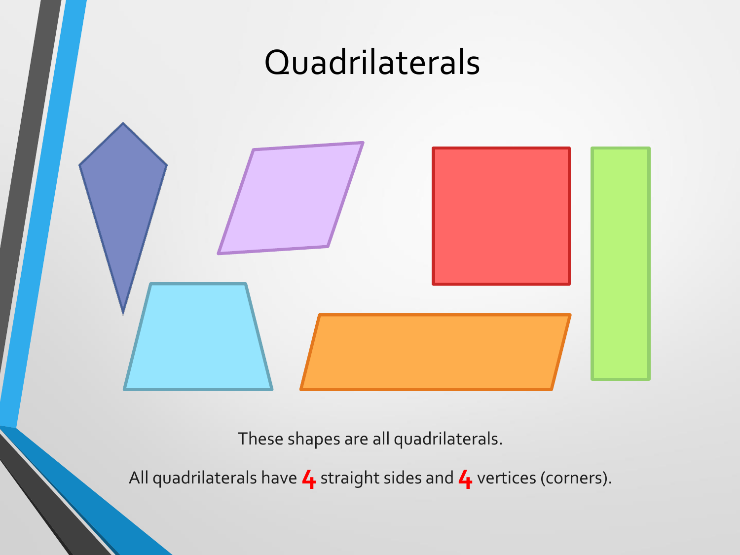# Quadrilaterals

These shapes are all quadrilaterals.

All quadrilaterals have **4** straight sides and **4** vertices (corners).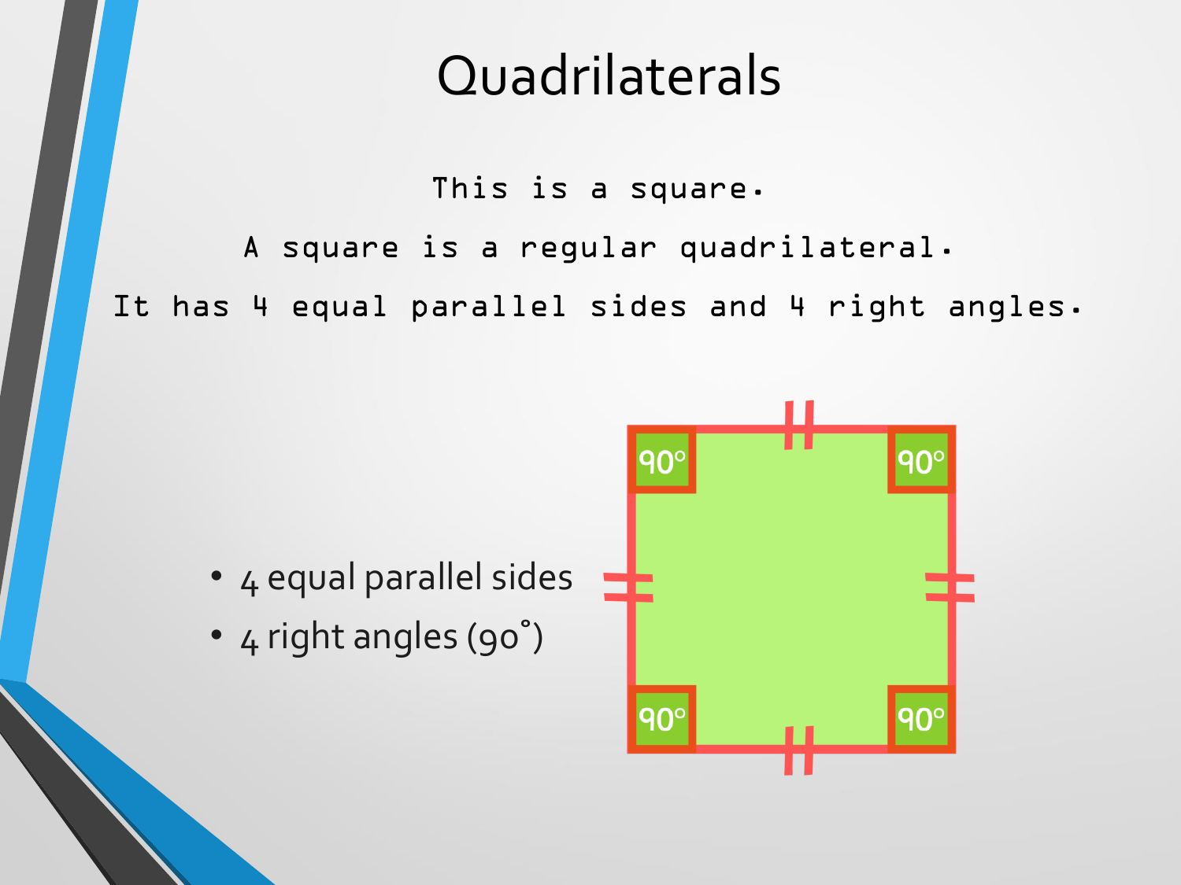# Quadrilaterals

This is a square.

A square is a regular quadrilateral.

It has 4 equal parallel sides and 4 right angles.

- 4 equal parallel sides
- 4 right angles (90˚)

90°

90°

90°

90°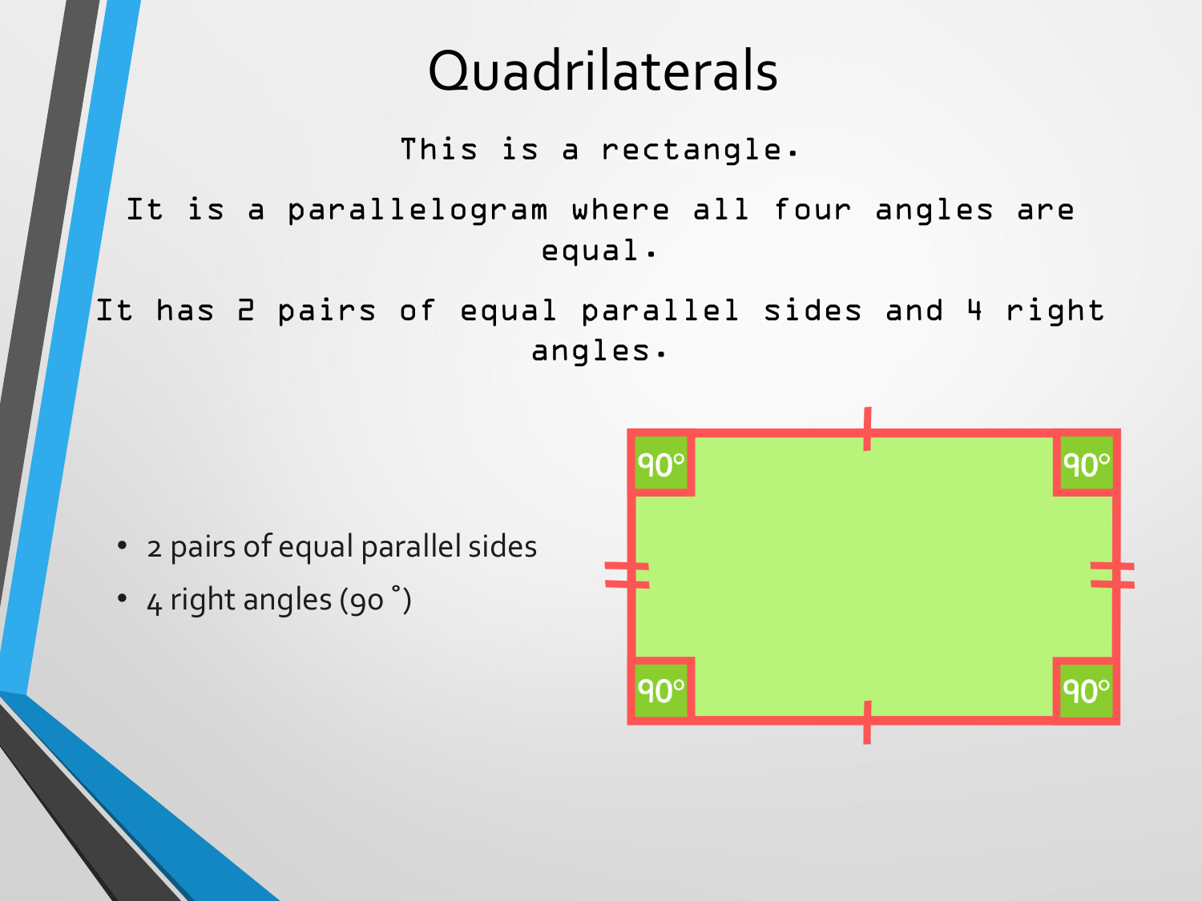# Quadrilaterals

This is a rectangle.

It is a parallelogram where all four angles are equal.

It has 2 pairs of equal parallel sides and 4 right angles.

- 2 pairs of equal parallel sides
- 4 right angles (90 ˚)

90°

90°

90°

90°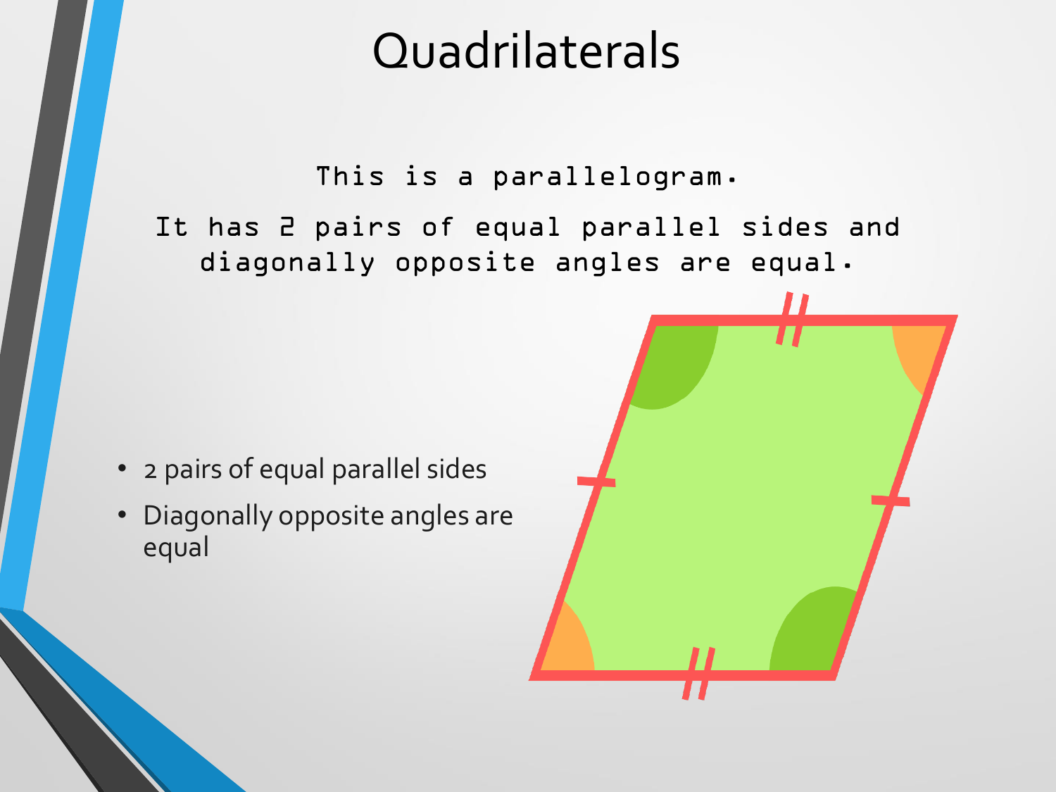# Quadrilaterals

This is a parallelogram.

It has 2 pairs of equal parallel sides and diagonally opposite angles are equal.

- 2 pairs of equal parallel sides
- Diagonally opposite angles are equal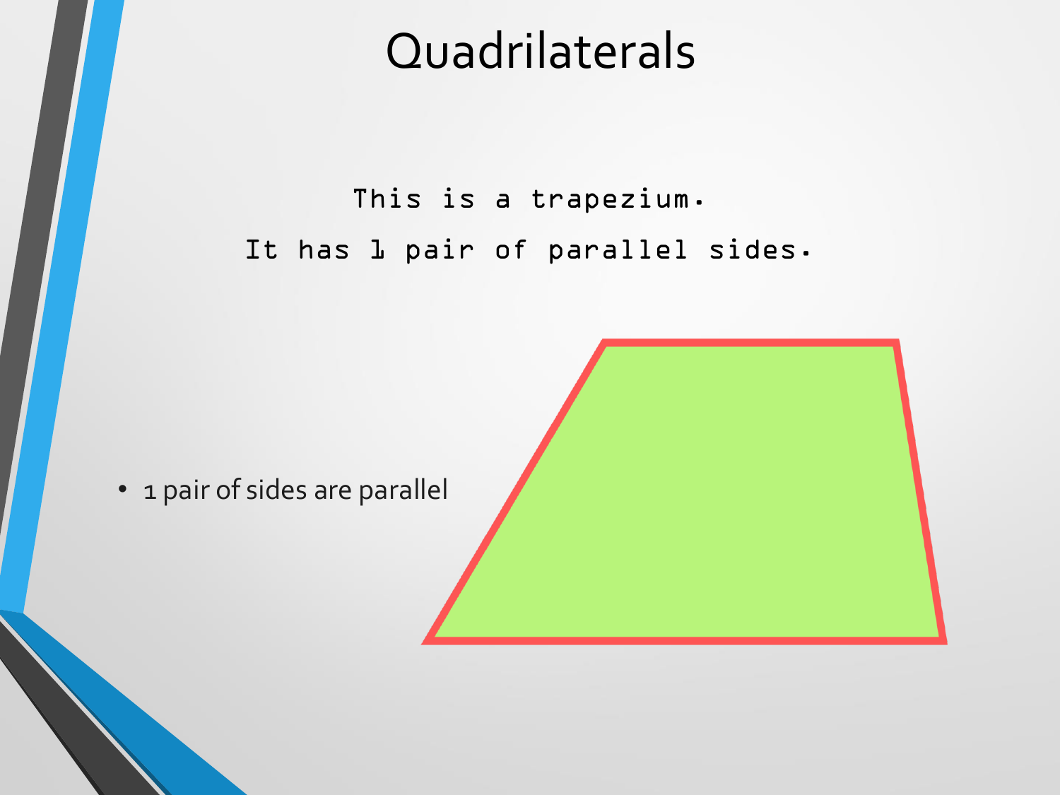# Quadrilaterals

This is a trapezium.

It has 1 pair of parallel sides.

- 1 pair of sides are parallel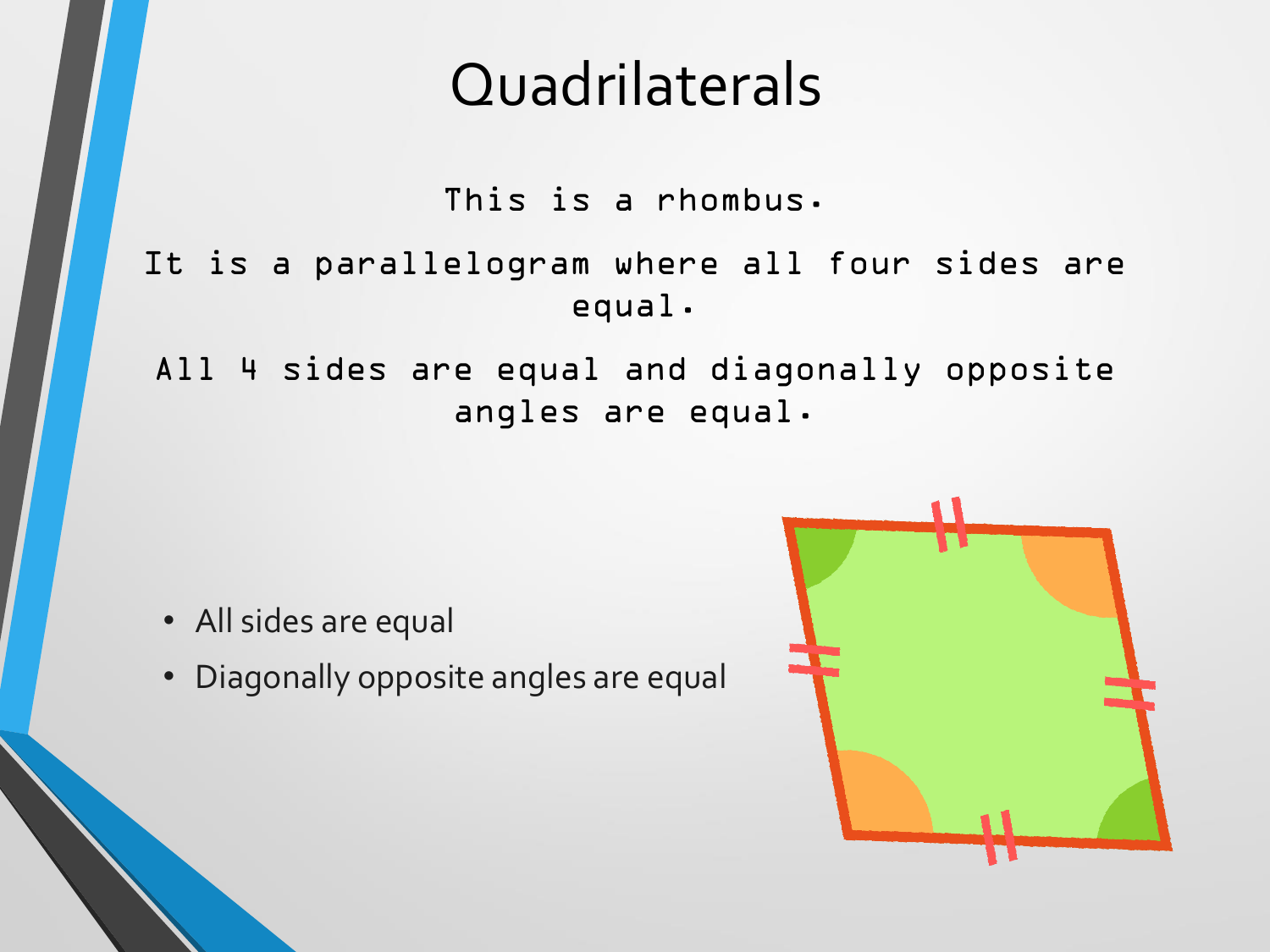# Quadrilaterals

This is a rhombus.

It is a parallelogram where all four sides are equal.

All 4 sides are equal and diagonally opposite angles are equal.

- All sides are equal
- Diagonally opposite angles are equal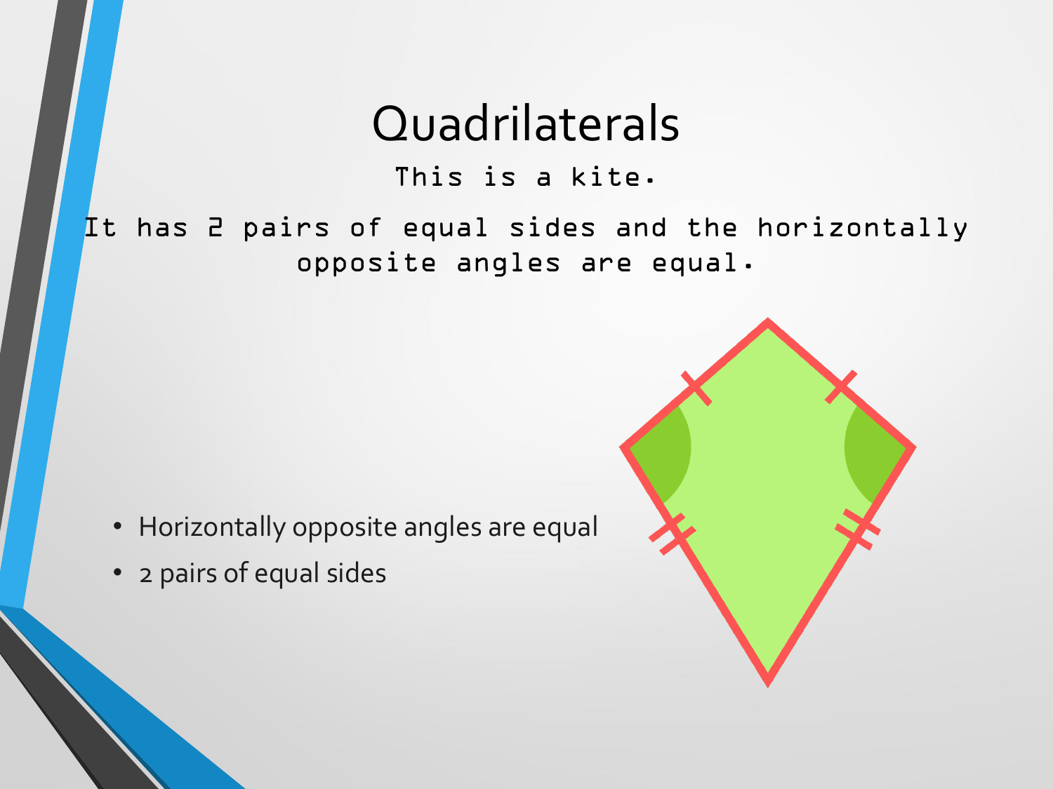# Quadrilaterals

This is a kite.

It has 2 pairs of equal sides and the horizontally opposite angles are equal.

- Horizontally opposite angles are equal
- 2 pairs of equal sides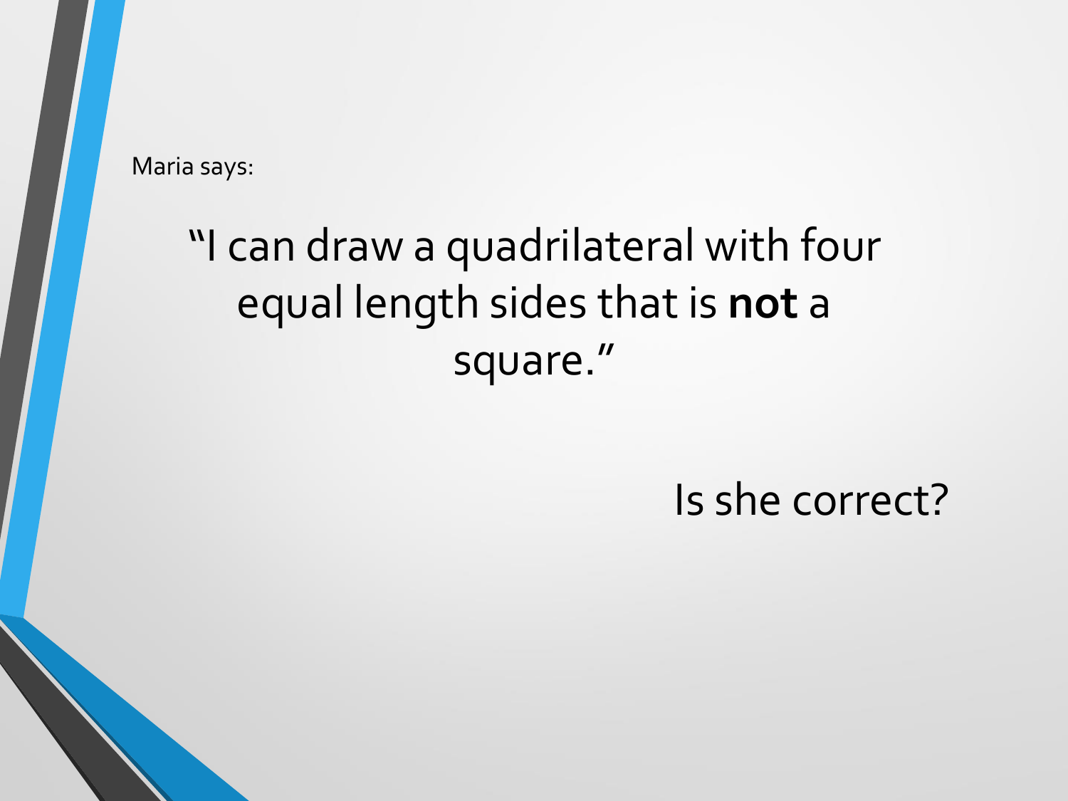Maria says:

"I can draw a quadrilateral with four equal length sides that is **not** a square."

Is she correct?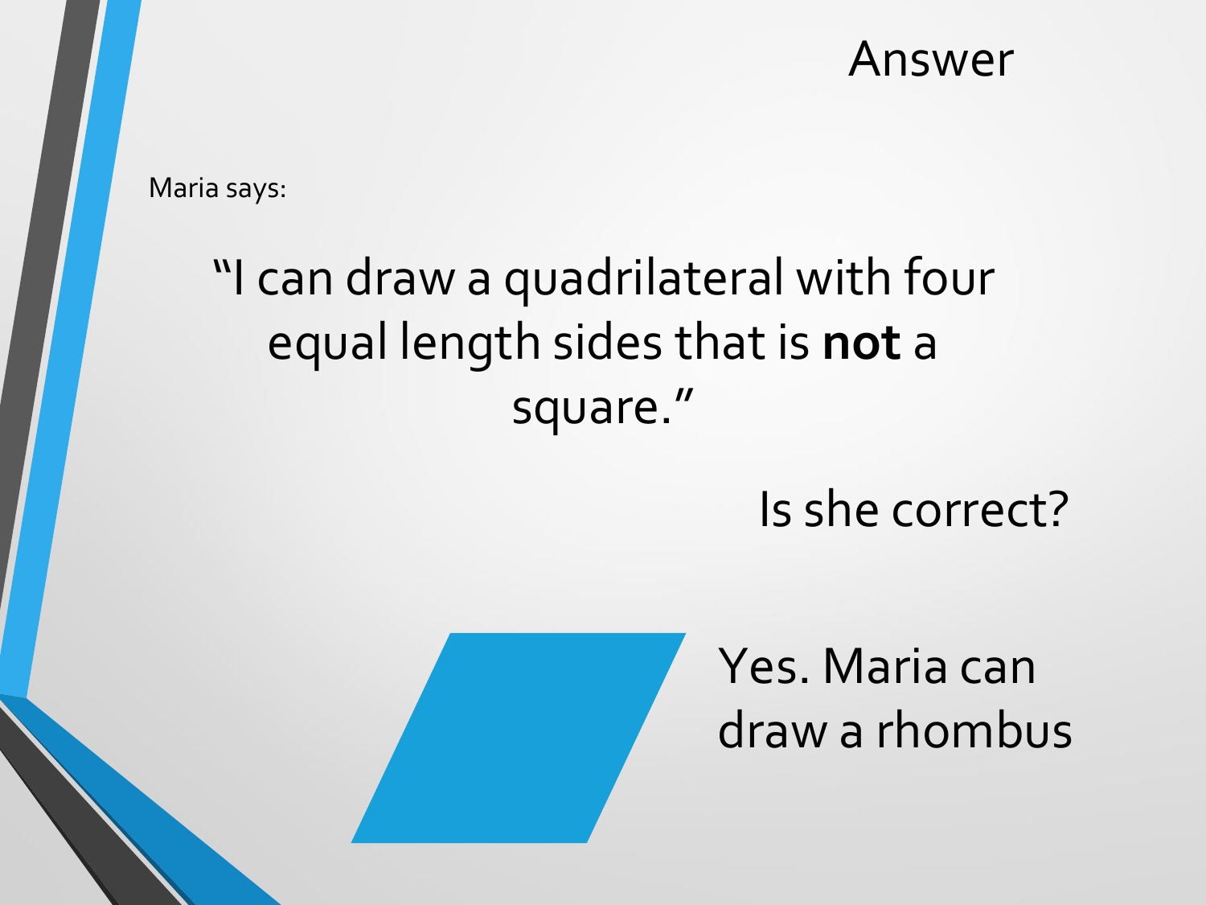# Answer

Maria says:

"I can draw a quadrilateral with four equal length sides that is **not** a square."

Is she correct?

Yes. Maria can draw a rhombus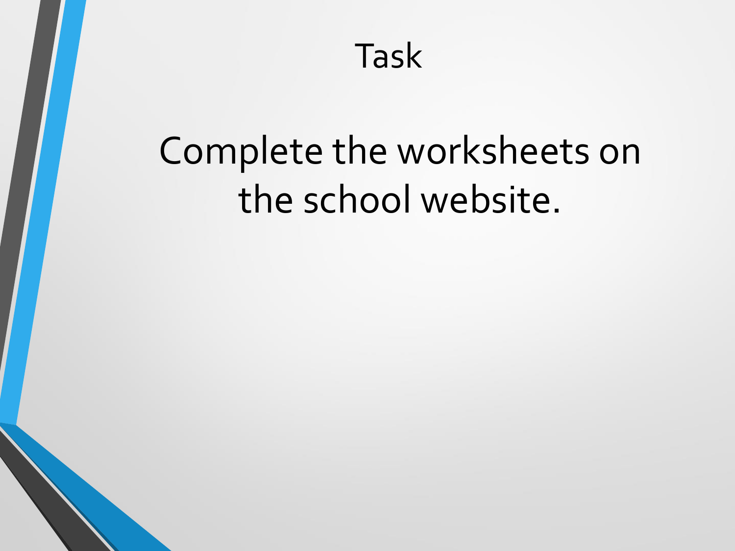# Task

Complete the worksheets on the school website.